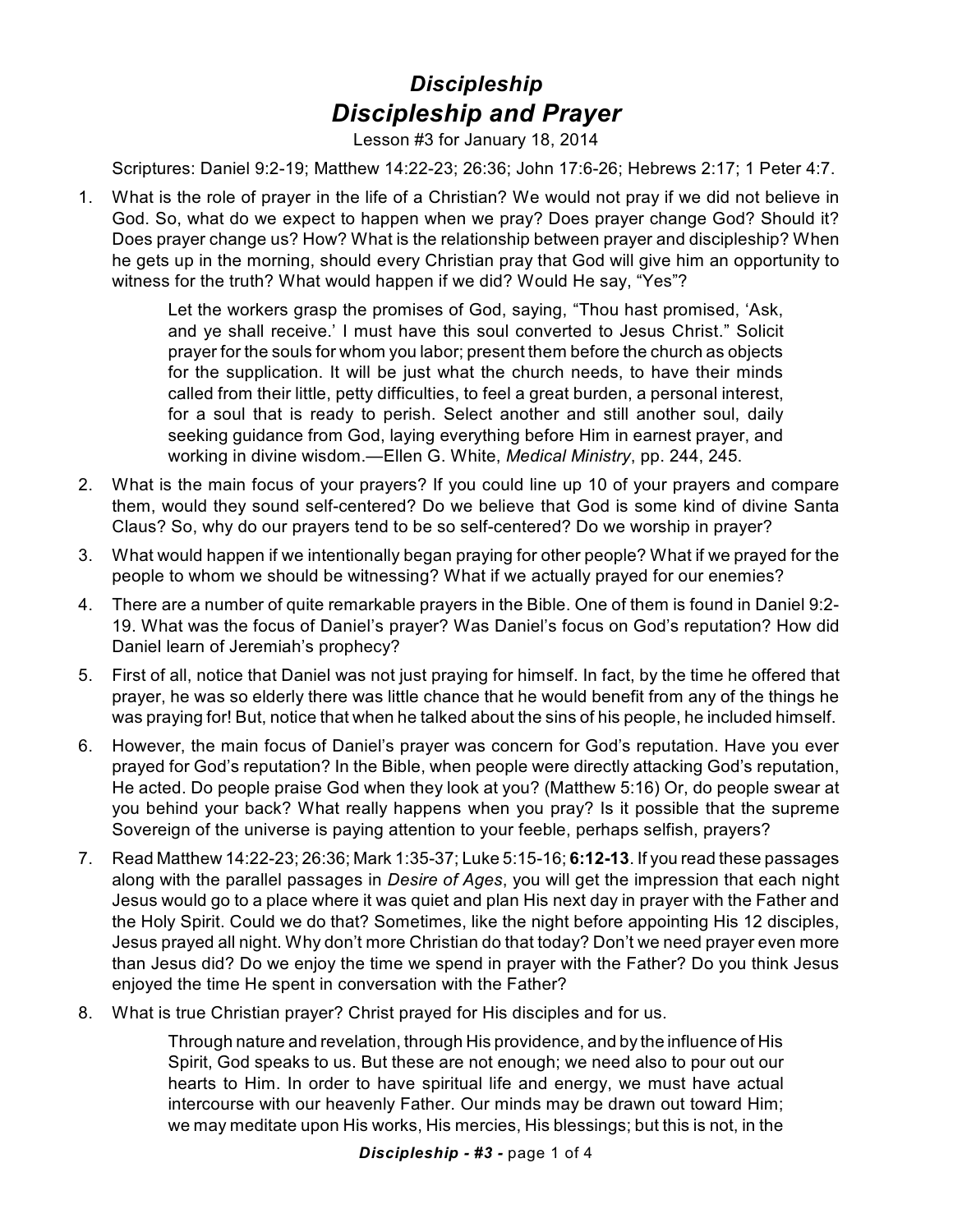## *Discipleship*

# *Discipleship and Prayer*

Lesson #3 for January 18, 2014

Scriptures: Daniel 9:2-19; Matthew 14:22-23; 26:36; John 17:6-26; Hebrews 2:17; 1 Peter 4:7.

1. What is the role of prayer in the life of a Christian? We would not pray if we did not believe in God. So, what do we expect to happen when we pray? Does prayer change God? Should it? Does prayer change us? How? What is the relationship between prayer and discipleship? When he gets up in the morning, should every Christian pray that God will give him an opportunity to witness for the truth? What would happen if we did? Would He say, "Yes"?

   > Let the workers grasp the promises of God, saying, "Thou hast promised, 'Ask, and ye shall receive.' I must have this soul converted to Jesus Christ." Solicit prayer for the souls for whom you labor; present them before the church as objects for the supplication. It will be just what the church needs, to have their minds called from their little, petty difficulties, to feel a great burden, a personal interest, for a soul that is ready to perish. Select another and still another soul, daily seeking guidance from God, laying everything before Him in earnest prayer, and working in divine wisdom.—Ellen G. White, *Medical Ministry*, pp. 244, 245.

2. What is the main focus of your prayers? If you could line up 10 of your prayers and compare them, would they sound self-centered? Do we believe that God is some kind of divine Santa Claus? So, why do our prayers tend to be so self-centered? Do we worship in prayer?

3. What would happen if we intentionally began praying for other people? What if we prayed for the people to whom we should be witnessing? What if we actually prayed for our enemies?

4. There are a number of quite remarkable prayers in the Bible. One of them is found in Daniel 9:2-19. What was the focus of Daniel's prayer? Was Daniel's focus on God's reputation? How did Daniel learn of Jeremiah's prophecy?

5. First of all, notice that Daniel was not just praying for himself. In fact, by the time he offered that prayer, he was so elderly there was little chance that he would benefit from any of the things he was praying for! But, notice that when he talked about the sins of his people, he included himself.

6. However, the main focus of Daniel's prayer was concern for God's reputation. Have you ever prayed for God's reputation? In the Bible, when people were directly attacking God's reputation, He acted. Do people praise God when they look at you? (Matthew 5:16) Or, do people swear at you behind your back? What really happens when you pray? Is it possible that the supreme Sovereign of the universe is paying attention to your feeble, perhaps selfish, prayers?

7. Read Matthew 14:22-23; 26:36; Mark 1:35-37; Luke 5:15-16; **6:12-13**. If you read these passages along with the parallel passages in *Desire of Ages*, you will get the impression that each night Jesus would go to a place where it was quiet and plan His next day in prayer with the Father and the Holy Spirit. Could we do that? Sometimes, like the night before appointing His 12 disciples, Jesus prayed all night. Why don't more Christian do that today? Don't we need prayer even more than Jesus did? Do we enjoy the time we spend in prayer with the Father? Do you think Jesus enjoyed the time He spent in conversation with the Father?

8. What is true Christian prayer? Christ prayed for His disciples and for us.

   > Through nature and revelation, through His providence, and by the influence of His Spirit, God speaks to us. But these are not enough; we need also to pour out our hearts to Him. In order to have spiritual life and energy, we must have actual intercourse with our heavenly Father. Our minds may be drawn out toward Him; we may meditate upon His works, His mercies, His blessings; but this is not, in the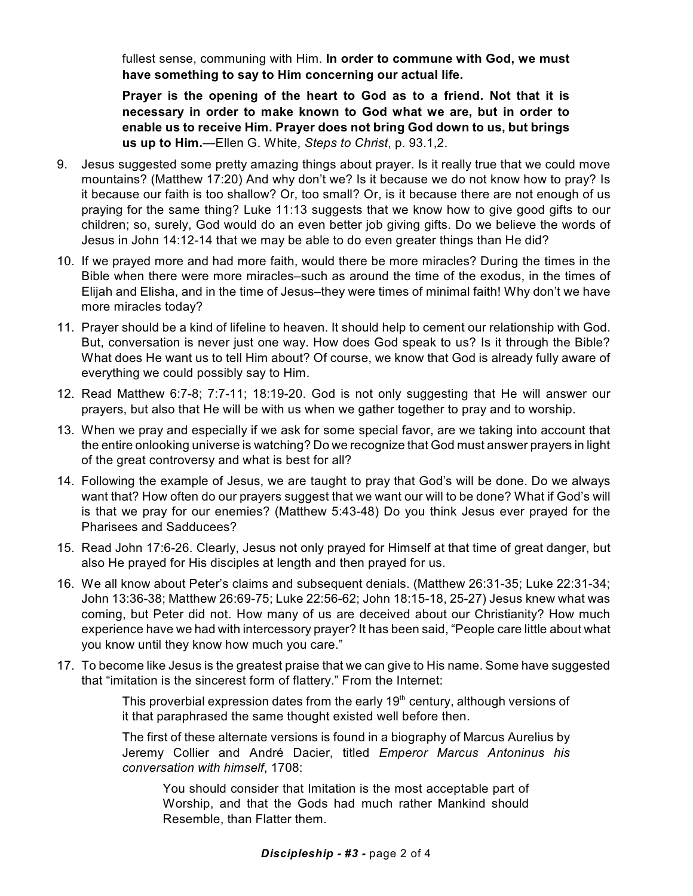fullest sense, communing with Him. **In order to commune with God, we must have something to say to Him concerning our actual life.**

**Prayer is the opening of the heart to God as to a friend. Not that it is necessary in order to make known to God what we are, but in order to enable us to receive Him. Prayer does not bring God down to us, but brings us up to Him.**—Ellen G. White, *Steps to Christ*, p. 93.1,2.

9. Jesus suggested some pretty amazing things about prayer. Is it really true that we could move mountains? (Matthew 17:20) And why don't we? Is it because we do not know how to pray? Is it because our faith is too shallow? Or, too small? Or, is it because there are not enough of us praying for the same thing? Luke 11:13 suggests that we know how to give good gifts to our children; so, surely, God would do an even better job giving gifts. Do we believe the words of Jesus in John 14:12-14 that we may be able to do even greater things than He did?

10. If we prayed more and had more faith, would there be more miracles? During the times in the Bible when there were more miracles–such as around the time of the exodus, in the times of Elijah and Elisha, and in the time of Jesus–they were times of minimal faith! Why don't we have more miracles today?

11. Prayer should be a kind of lifeline to heaven. It should help to cement our relationship with God. But, conversation is never just one way. How does God speak to us? Is it through the Bible? What does He want us to tell Him about? Of course, we know that God is already fully aware of everything we could possibly say to Him.

12. Read Matthew 6:7-8; 7:7-11; 18:19-20. God is not only suggesting that He will answer our prayers, but also that He will be with us when we gather together to pray and to worship.

13. When we pray and especially if we ask for some special favor, are we taking into account that the entire onlooking universe is watching? Do we recognize that God must answer prayers in light of the great controversy and what is best for all?

14. Following the example of Jesus, we are taught to pray that God's will be done. Do we always want that? How often do our prayers suggest that we want our will to be done? What if God's will is that we pray for our enemies? (Matthew 5:43-48) Do you think Jesus ever prayed for the Pharisees and Sadducees?

15. Read John 17:6-26. Clearly, Jesus not only prayed for Himself at that time of great danger, but also He prayed for His disciples at length and then prayed for us.

16. We all know about Peter's claims and subsequent denials. (Matthew 26:31-35; Luke 22:31-34; John 13:36-38; Matthew 26:69-75; Luke 22:56-62; John 18:15-18, 25-27) Jesus knew what was coming, but Peter did not. How many of us are deceived about our Christianity? How much experience have we had with intercessory prayer? It has been said, "People care little about what you know until they know how much you care."

17. To become like Jesus is the greatest praise that we can give to His name. Some have suggested that "imitation is the sincerest form of flattery." From the Internet:

    This proverbial expression dates from the early 19th century, although versions of it that paraphrased the same thought existed well before then.

    The first of these alternate versions is found in a biography of Marcus Aurelius by Jeremy Collier and André Dacier, titled *Emperor Marcus Antoninus his conversation with himself*, 1708:

    > You should consider that Imitation is the most acceptable part of Worship, and that the Gods had much rather Mankind should Resemble, than Flatter them.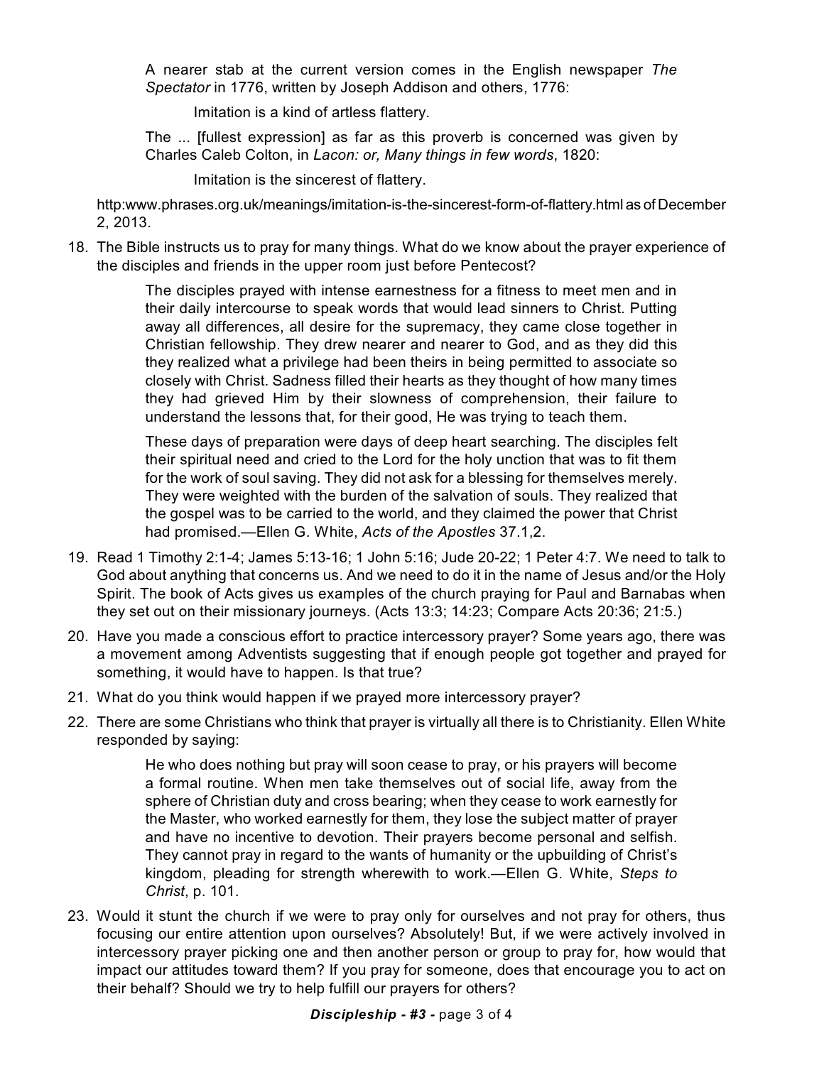> A nearer stab at the current version comes in the English newspaper *The Spectator* in 1776, written by Joseph Addison and others, 1776:
>
> > Imitation is a kind of artless flattery.
>
> The ... [fullest expression] as far as this proverb is concerned was given by Charles Caleb Colton, in *Lacon: or, Many things in few words*, 1820:
>
> > Imitation is the sincerest of flattery.

http:www.phrases.org.uk/meanings/imitation-is-the-sincerest-form-of-flattery.html as of December 2, 2013.

18. The Bible instructs us to pray for many things. What do we know about the prayer experience of the disciples and friends in the upper room just before Pentecost?

    > The disciples prayed with intense earnestness for a fitness to meet men and in their daily intercourse to speak words that would lead sinners to Christ. Putting away all differences, all desire for the supremacy, they came close together in Christian fellowship. They drew nearer and nearer to God, and as they did this they realized what a privilege had been theirs in being permitted to associate so closely with Christ. Sadness filled their hearts as they thought of how many times they had grieved Him by their slowness of comprehension, their failure to understand the lessons that, for their good, He was trying to teach them.
    >
    > These days of preparation were days of deep heart searching. The disciples felt their spiritual need and cried to the Lord for the holy unction that was to fit them for the work of soul saving. They did not ask for a blessing for themselves merely. They were weighted with the burden of the salvation of souls. They realized that the gospel was to be carried to the world, and they claimed the power that Christ had promised.—Ellen G. White, *Acts of the Apostles* 37.1,2.

19. Read 1 Timothy 2:1-4; James 5:13-16; 1 John 5:16; Jude 20-22; 1 Peter 4:7. We need to talk to God about anything that concerns us. And we need to do it in the name of Jesus and/or the Holy Spirit. The book of Acts gives us examples of the church praying for Paul and Barnabas when they set out on their missionary journeys. (Acts 13:3; 14:23; Compare Acts 20:36; 21:5.)

20. Have you made a conscious effort to practice intercessory prayer? Some years ago, there was a movement among Adventists suggesting that if enough people got together and prayed for something, it would have to happen. Is that true?

21. What do you think would happen if we prayed more intercessory prayer?

22. There are some Christians who think that prayer is virtually all there is to Christianity. Ellen White responded by saying:

    > He who does nothing but pray will soon cease to pray, or his prayers will become a formal routine. When men take themselves out of social life, away from the sphere of Christian duty and cross bearing; when they cease to work earnestly for the Master, who worked earnestly for them, they lose the subject matter of prayer and have no incentive to devotion. Their prayers become personal and selfish. They cannot pray in regard to the wants of humanity or the upbuilding of Christ's kingdom, pleading for strength wherewith to work.—Ellen G. White, *Steps to Christ*, p. 101.

23. Would it stunt the church if we were to pray only for ourselves and not pray for others, thus focusing our entire attention upon ourselves? Absolutely! But, if we were actively involved in intercessory prayer picking one and then another person or group to pray for, how would that impact our attitudes toward them? If you pray for someone, does that encourage you to act on their behalf? Should we try to help fulfill our prayers for others?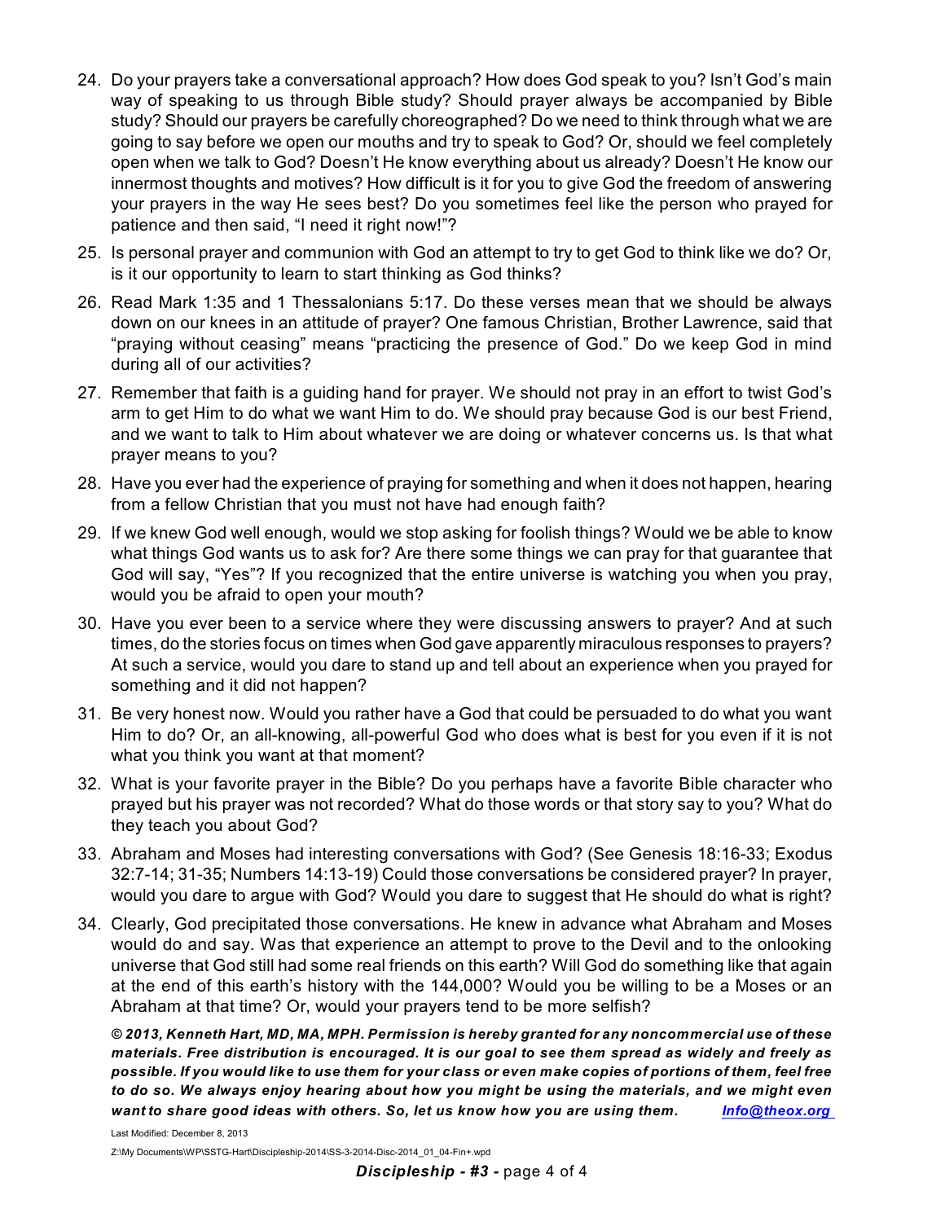24. Do your prayers take a conversational approach? How does God speak to you? Isn't God's main way of speaking to us through Bible study? Should prayer always be accompanied by Bible study? Should our prayers be carefully choreographed? Do we need to think through what we are going to say before we open our mouths and try to speak to God? Or, should we feel completely open when we talk to God? Doesn't He know everything about us already? Doesn't He know our innermost thoughts and motives? How difficult is it for you to give God the freedom of answering your prayers in the way He sees best? Do you sometimes feel like the person who prayed for patience and then said, "I need it right now!"?

25. Is personal prayer and communion with God an attempt to try to get God to think like we do? Or, is it our opportunity to learn to start thinking as God thinks?

26. Read Mark 1:35 and 1 Thessalonians 5:17. Do these verses mean that we should be always down on our knees in an attitude of prayer? One famous Christian, Brother Lawrence, said that "praying without ceasing" means "practicing the presence of God." Do we keep God in mind during all of our activities?

27. Remember that faith is a guiding hand for prayer. We should not pray in an effort to twist God's arm to get Him to do what we want Him to do. We should pray because God is our best Friend, and we want to talk to Him about whatever we are doing or whatever concerns us. Is that what prayer means to you?

28. Have you ever had the experience of praying for something and when it does not happen, hearing from a fellow Christian that you must not have had enough faith?

29. If we knew God well enough, would we stop asking for foolish things? Would we be able to know what things God wants us to ask for? Are there some things we can pray for that guarantee that God will say, "Yes"? If you recognized that the entire universe is watching you when you pray, would you be afraid to open your mouth?

30. Have you ever been to a service where they were discussing answers to prayer? And at such times, do the stories focus on times when God gave apparently miraculous responses to prayers? At such a service, would you dare to stand up and tell about an experience when you prayed for something and it did not happen?

31. Be very honest now. Would you rather have a God that could be persuaded to do what you want Him to do? Or, an all-knowing, all-powerful God who does what is best for you even if it is not what you think you want at that moment?

32. What is your favorite prayer in the Bible? Do you perhaps have a favorite Bible character who prayed but his prayer was not recorded? What do those words or that story say to you? What do they teach you about God?

33. Abraham and Moses had interesting conversations with God? (See Genesis 18:16-33; Exodus 32:7-14; 31-35; Numbers 14:13-19) Could those conversations be considered prayer? In prayer, would you dare to argue with God? Would you dare to suggest that He should do what is right?

34. Clearly, God precipitated those conversations. He knew in advance what Abraham and Moses would do and say. Was that experience an attempt to prove to the Devil and to the onlooking universe that God still had some real friends on this earth? Will God do something like that again at the end of this earth's history with the 144,000? Would you be willing to be a Moses or an Abraham at that time? Or, would your prayers tend to be more selfish?

***© 2013, Kenneth Hart, MD, MA, MPH. Permission is hereby granted for any noncommercial use of these materials. Free distribution is encouraged. It is our goal to see them spread as widely and freely as possible. If you would like to use them for your class or even make copies of portions of them, feel free to do so. We always enjoy hearing about how you might be using the materials, and we might even want to share good ideas with others. So, let us know how you are using them.*** ***Info@theox.org***

Last Modified: December 8, 2013

Z:\My Documents\WP\SSTG-Hart\Discipleship-2014\SS-3-2014-Disc-2014_01_04-Fin+.wpd